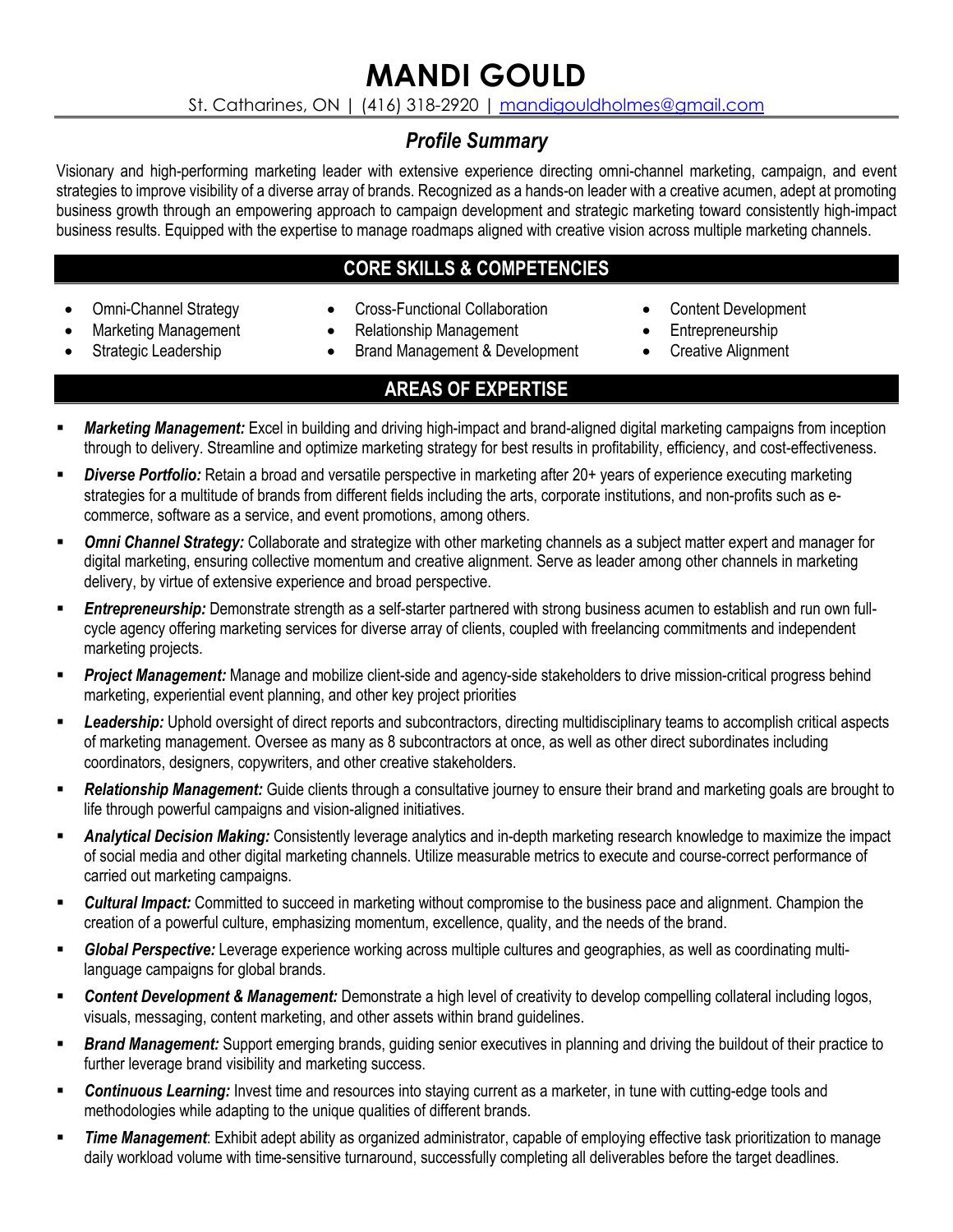# MANDI GOULD

St. Catharines, ON | (416) 318-2920 | mandigouldholmes@gmail.com

## *Profile Summary*

Visionary and high-performing marketing leader with extensive experience directing omni-channel marketing, campaign, and event strategies to improve visibility of a diverse array of brands. Recognized as a hands-on leader with a creative acumen, adept at promoting business growth through an empowering approach to campaign development and strategic marketing toward consistently high-impact business results. Equipped with the expertise to manage roadmaps aligned with creative vision across multiple marketing channels.

## CORE SKILLS & COMPETENCIES

- Omni-Channel Strategy
- Marketing Management
- Strategic Leadership
- Cross-Functional Collaboration
- Relationship Management
- Brand Management & Development
- Content Development
- Entrepreneurship
- Creative Alignment

## AREAS OF EXPERTISE

- ***Marketing Management:*** Excel in building and driving high-impact and brand-aligned digital marketing campaigns from inception through to delivery. Streamline and optimize marketing strategy for best results in profitability, efficiency, and cost-effectiveness.
- ***Diverse Portfolio:*** Retain a broad and versatile perspective in marketing after 20+ years of experience executing marketing strategies for a multitude of brands from different fields including the arts, corporate institutions, and non-profits such as e-commerce, software as a service, and event promotions, among others.
- ***Omni Channel Strategy:*** Collaborate and strategize with other marketing channels as a subject matter expert and manager for digital marketing, ensuring collective momentum and creative alignment. Serve as leader among other channels in marketing delivery, by virtue of extensive experience and broad perspective.
- ***Entrepreneurship:*** Demonstrate strength as a self-starter partnered with strong business acumen to establish and run own full-cycle agency offering marketing services for diverse array of clients, coupled with freelancing commitments and independent marketing projects.
- ***Project Management:*** Manage and mobilize client-side and agency-side stakeholders to drive mission-critical progress behind marketing, experiential event planning, and other key project priorities
- ***Leadership:*** Uphold oversight of direct reports and subcontractors, directing multidisciplinary teams to accomplish critical aspects of marketing management. Oversee as many as 8 subcontractors at once, as well as other direct subordinates including coordinators, designers, copywriters, and other creative stakeholders.
- ***Relationship Management:*** Guide clients through a consultative journey to ensure their brand and marketing goals are brought to life through powerful campaigns and vision-aligned initiatives.
- ***Analytical Decision Making:*** Consistently leverage analytics and in-depth marketing research knowledge to maximize the impact of social media and other digital marketing channels. Utilize measurable metrics to execute and course-correct performance of carried out marketing campaigns.
- ***Cultural Impact:*** Committed to succeed in marketing without compromise to the business pace and alignment. Champion the creation of a powerful culture, emphasizing momentum, excellence, quality, and the needs of the brand.
- ***Global Perspective:*** Leverage experience working across multiple cultures and geographies, as well as coordinating multi-language campaigns for global brands.
- ***Content Development & Management:*** Demonstrate a high level of creativity to develop compelling collateral including logos, visuals, messaging, content marketing, and other assets within brand guidelines.
- ***Brand Management:*** Support emerging brands, guiding senior executives in planning and driving the buildout of their practice to further leverage brand visibility and marketing success.
- ***Continuous Learning:*** Invest time and resources into staying current as a marketer, in tune with cutting-edge tools and methodologies while adapting to the unique qualities of different brands.
- ***Time Management***: Exhibit adept ability as organized administrator, capable of employing effective task prioritization to manage daily workload volume with time-sensitive turnaround, successfully completing all deliverables before the target deadlines.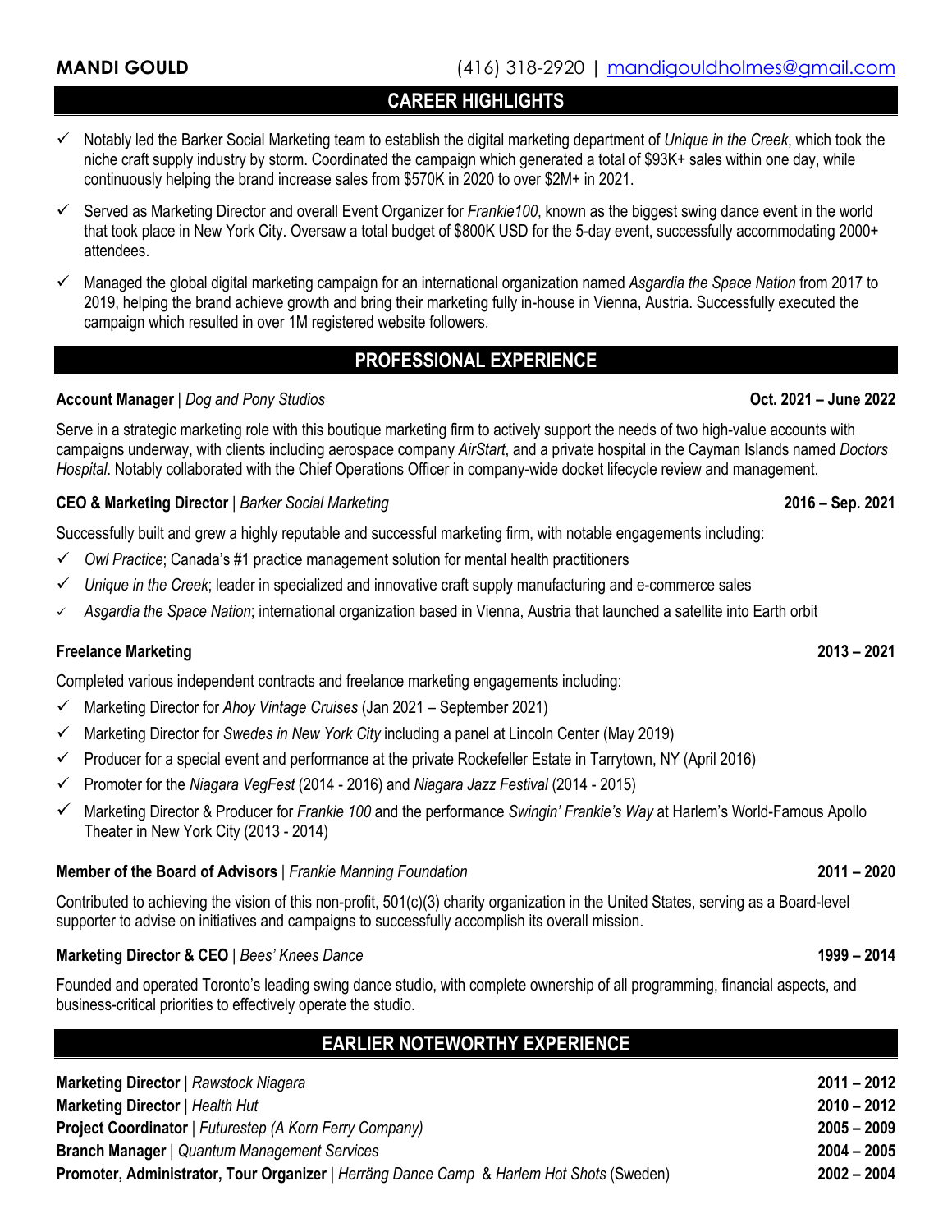**MANDI GOULD** (416) 318-2920 | mandigouldholmes@gmail.com

## CAREER HIGHLIGHTS

- ✓ Notably led the Barker Social Marketing team to establish the digital marketing department of *Unique in the Creek*, which took the niche craft supply industry by storm. Coordinated the campaign which generated a total of $93K+ sales within one day, while continuously helping the brand increase sales from $570K in 2020 to over $2M+ in 2021.
- ✓ Served as Marketing Director and overall Event Organizer for *Frankie100*, known as the biggest swing dance event in the world that took place in New York City. Oversaw a total budget of $800K USD for the 5-day event, successfully accommodating 2000+ attendees.
- ✓ Managed the global digital marketing campaign for an international organization named *Asgardia the Space Nation* from 2017 to 2019, helping the brand achieve growth and bring their marketing fully in-house in Vienna, Austria. Successfully executed the campaign which resulted in over 1M registered website followers.

## PROFESSIONAL EXPERIENCE

**Account Manager** | *Dog and Pony Studios* **Oct. 2021 – June 2022**

Serve in a strategic marketing role with this boutique marketing firm to actively support the needs of two high-value accounts with campaigns underway, with clients including aerospace company *AirStart*, and a private hospital in the Cayman Islands named *Doctors Hospital*. Notably collaborated with the Chief Operations Officer in company-wide docket lifecycle review and management.

**CEO & Marketing Director** | *Barker Social Marketing* **2016 – Sep. 2021**

Successfully built and grew a highly reputable and successful marketing firm, with notable engagements including:

- ✓ *Owl Practice*; Canada's #1 practice management solution for mental health practitioners
- ✓ *Unique in the Creek*; leader in specialized and innovative craft supply manufacturing and e-commerce sales
- ✓ *Asgardia the Space Nation*; international organization based in Vienna, Austria that launched a satellite into Earth orbit

**Freelance Marketing** **2013 – 2021**

Completed various independent contracts and freelance marketing engagements including:

- ✓ Marketing Director for *Ahoy Vintage Cruises* (Jan 2021 – September 2021)
- ✓ Marketing Director for *Swedes in New York City* including a panel at Lincoln Center (May 2019)
- ✓ Producer for a special event and performance at the private Rockefeller Estate in Tarrytown, NY (April 2016)
- ✓ Promoter for the *Niagara VegFest* (2014 - 2016) and *Niagara Jazz Festival* (2014 - 2015)
- ✓ Marketing Director & Producer for *Frankie 100* and the performance *Swingin' Frankie's Way* at Harlem's World-Famous Apollo Theater in New York City (2013 - 2014)

**Member of the Board of Advisors** | *Frankie Manning Foundation* **2011 – 2020**

Contributed to achieving the vision of this non-profit, 501(c)(3) charity organization in the United States, serving as a Board-level supporter to advise on initiatives and campaigns to successfully accomplish its overall mission.

**Marketing Director & CEO** | *Bees' Knees Dance* **1999 – 2014**

Founded and operated Toronto's leading swing dance studio, with complete ownership of all programming, financial aspects, and business-critical priorities to effectively operate the studio.

## EARLIER NOTEWORTHY EXPERIENCE

**Marketing Director** | *Rawstock Niagara* **2011 – 2012**
**Marketing Director** | *Health Hut* **2010 – 2012**
**Project Coordinator** | *Futurestep (A Korn Ferry Company)* **2005 – 2009**
**Branch Manager** | *Quantum Management Services* **2004 – 2005**
**Promoter, Administrator, Tour Organizer** | *Herräng Dance Camp* & *Harlem Hot Shots* (Sweden) **2002 – 2004**